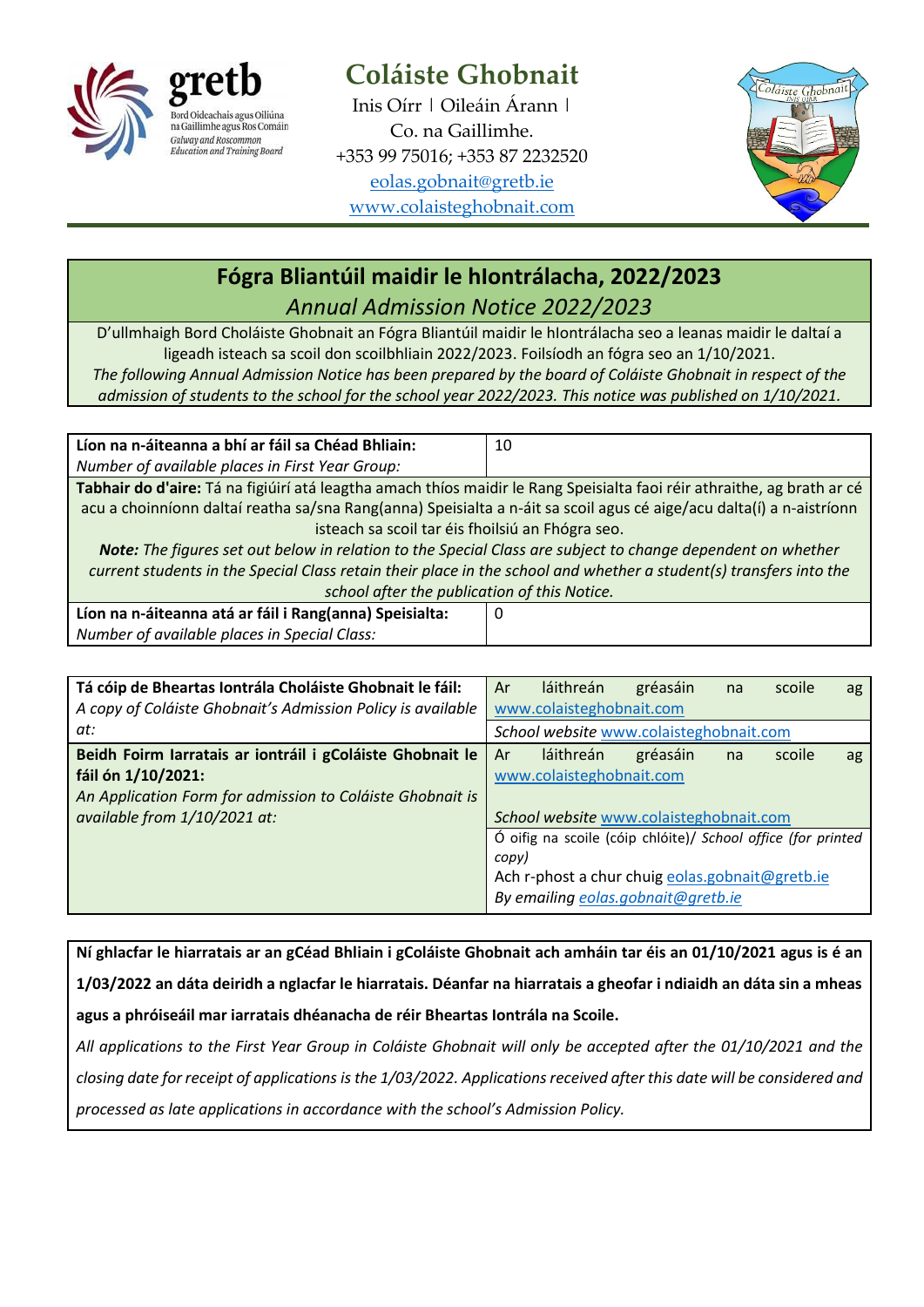# Coláiste Ghobnait

Inis Oírr | Oileáin Árann |
Co. na Gaillimhe.
+353 99 75016; +353 87 2232520
eolas.gobnait@gretb.ie
www.colaisteghobnait.com

## Fógra Bliantúil maidir le hIontrálacha, 2022/2023

*Annual Admission Notice 2022/2023*

D'ullmhaigh Bord Choláiste Ghobnait an Fógra Bliantúil maidir le hIontrálacha seo a leanas maidir le daltaí a ligeadh isteach sa scoil don scoilbhliain 2022/2023. Foilsíodh an fógra seo an 1/10/2021.

*The following Annual Admission Notice has been prepared by the board of Coláiste Ghobnait in respect of the admission of students to the school for the school year 2022/2023. This notice was published on 1/10/2021.*

| **Líon na n-áiteanna a bhí ar fáil sa Chéad Bhliain:** *Number of available places in First Year Group:* | 10 |
|---|---|

**Tabhair do d'aire:** Tá na figiúirí atá leagtha amach thíos maidir le Rang Speisialta faoi réir athraithe, ag brath ar cé acu a choinníonn daltaí reatha sa/sna Rang(anna) Speisialta a n-áit sa scoil agus cé aige/acu dalta(í) a n-aistríonn isteach sa scoil tar éis fhoilsiú an Fhógra seo.

***Note:*** *The figures set out below in relation to the Special Class are subject to change dependent on whether current students in the Special Class retain their place in the school and whether a student(s) transfers into the school after the publication of this Notice.*

| **Líon na n-áiteanna atá ar fáil i Rang(anna) Speisialta:** *Number of available places in Special Class:* | 0 |
|---|---|

| | |
|---|---|
| **Tá cóip de Bheartas Iontrála Choláiste Ghobnait le fáil:** *A copy of Coláiste Ghobnait's Admission Policy is available at:* | Ar láithreán gréasáin na scoile ag www.colaisteghobnait.com<br>*School website* www.colaisteghobnait.com |
| **Beidh Foirm Iarratais ar iontráil i gColáiste Ghobnait le fáil ón 1/10/2021:** *An Application Form for admission to Coláiste Ghobnait is available from 1/10/2021 at:* | Ar láithreán gréasáin na scoile ag www.colaisteghobnait.com<br>*School website* www.colaisteghobnait.com<br>Ó oifig na scoile (cóip chlóite)/ *School office (for printed copy)*<br>Ach r-phost a chur chuig eolas.gobnait@gretb.ie<br>*By emailing* eolas.gobnait@gretb.ie |

**Ní ghlacfar le hiarratais ar an gCéad Bhliain i gColáiste Ghobnait ach amháin tar éis an 01/10/2021 agus is é an 1/03/2022 an dáta deiridh a nglacfar le hiarratais. Déanfar na hiarratais a gheofar i ndiaidh an dáta sin a mheas agus a phróiseáil mar iarratais dhéanacha de réir Bheartas Iontrála na Scoile.**

*All applications to the First Year Group in Coláiste Ghobnait will only be accepted after the 01/10/2021 and the closing date for receipt of applications is the 1/03/2022. Applications received after this date will be considered and processed as late applications in accordance with the school's Admission Policy.*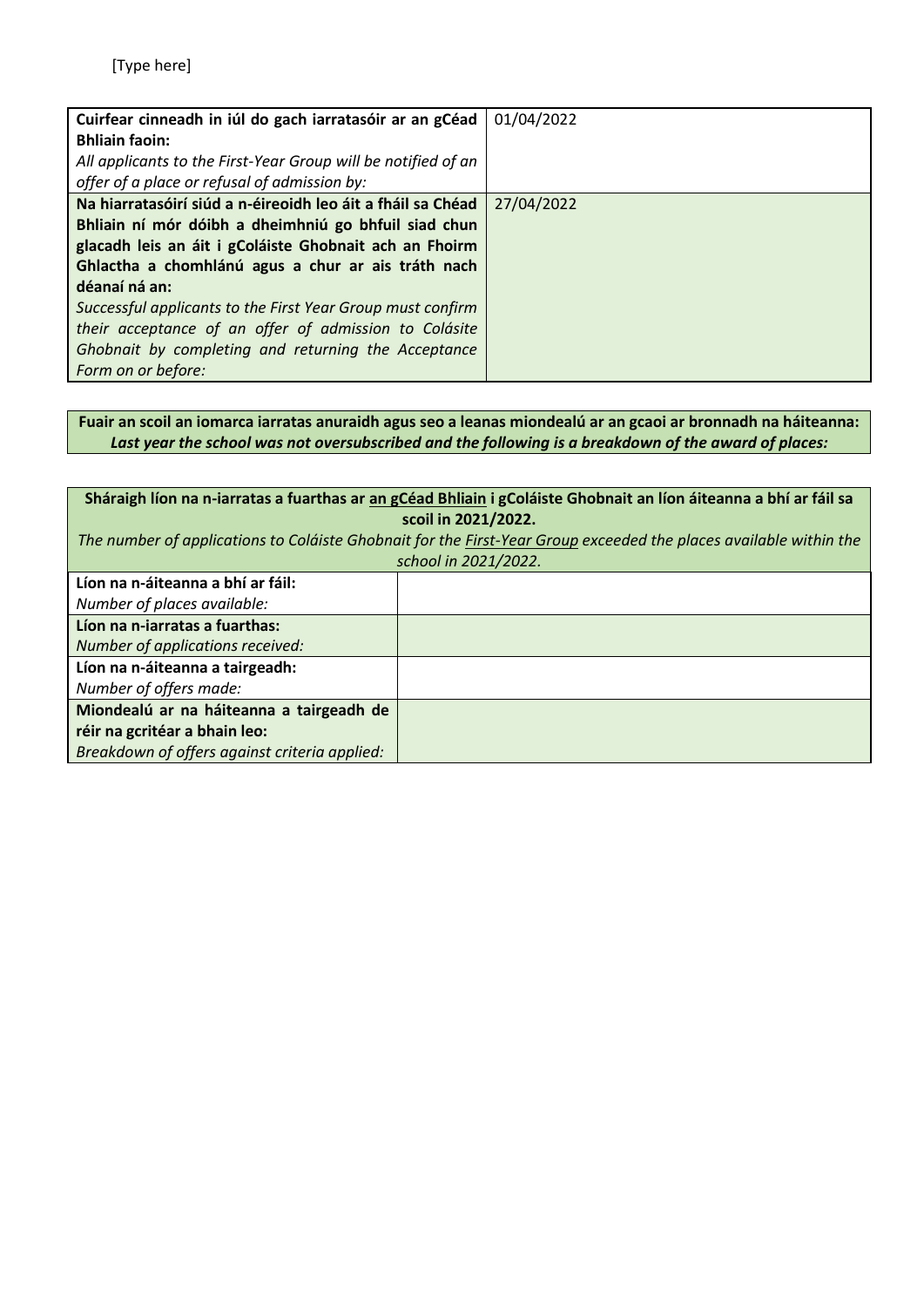[Type here]

| | |
|---|---|
| **Cuirfear cinneadh in iúl do gach iarratasóir ar an gCéad Bhliain faoin:** *All applicants to the First-Year Group will be notified of an offer of a place or refusal of admission by:* | 01/04/2022 |
| **Na hiarratasóirí siúd a n-éireoidh leo áit a fháil sa Chéad Bhliain ní mór dóibh a dheimhniú go bhfuil siad chun glacadh leis an áit i gColáiste Ghobnait ach an Fhoirm Ghlactha a chomhlánú agus a chur ar ais tráth nach déanaí ná an:** *Successful applicants to the First Year Group must confirm their acceptance of an offer of admission to Colásite Ghobnait by completing and returning the Acceptance Form on or before:* | 27/04/2022 |

**Fuair an scoil an iomarca iarratas anuraidh agus seo a leanas miondealú ar an gcaoi ar bronnadh na háiteanna:**
***Last year the school was not oversubscribed and the following is a breakdown of the award of places:***

| **Sháraigh líon na n-iarratas a fuarthas ar <u>an gCéad Bhliain</u> i gColáiste Ghobnait an líon áiteanna a bhí ar fáil sa scoil in 2021/2022.** *The number of applications to Coláiste Ghobnait for the <u>First-Year Group</u> exceeded the places available within the school in 2021/2022.* | |
|---|---|
| **Líon na n-áiteanna a bhí ar fáil:** *Number of places available:* | |
| **Líon na n-iarratas a fuarthas:** *Number of applications received:* | |
| **Líon na n-áiteanna a tairgeadh:** *Number of offers made:* | |
| **Miondealú ar na háiteanna a tairgeadh de réir na gcritéar a bhain leo:** *Breakdown of offers against criteria applied:* | |